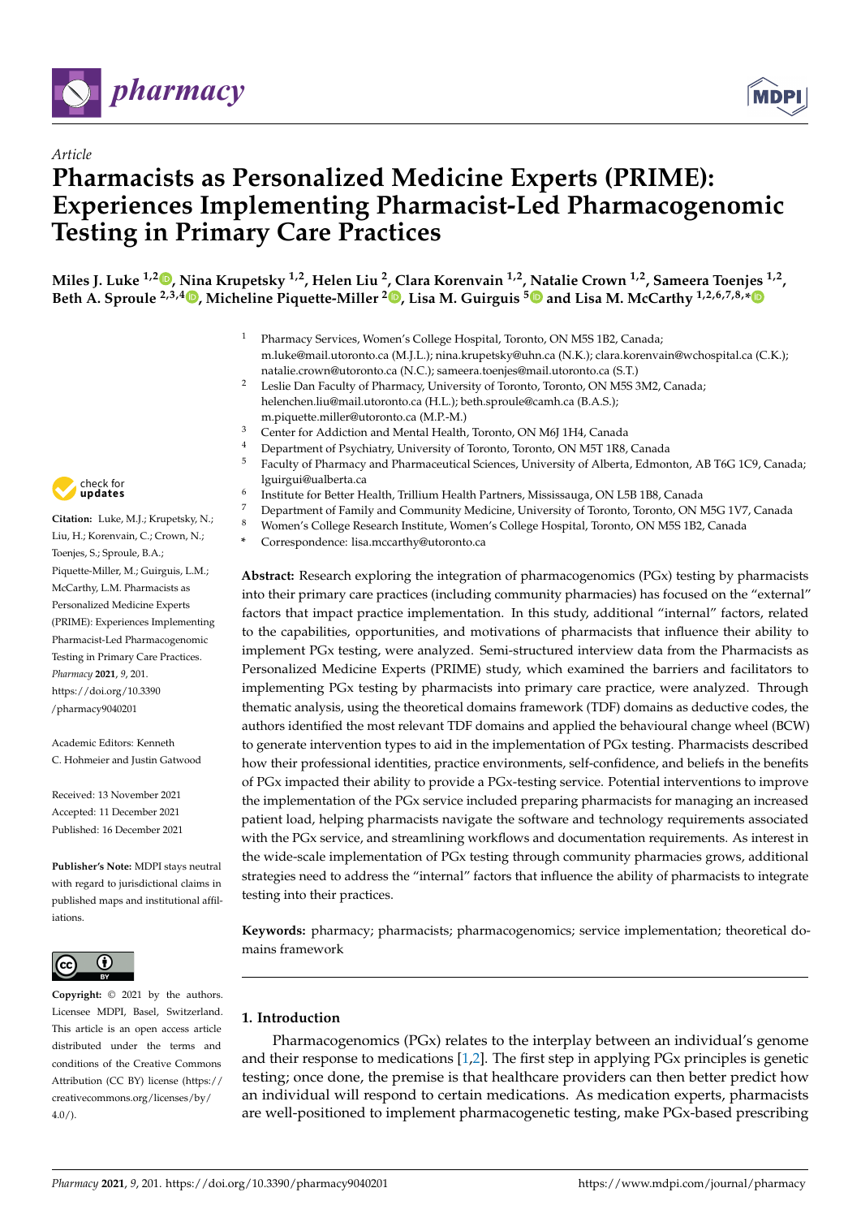*Article*

# Pharmacists as Personalized Medicine Experts (PRIME): Experiences Implementing Pharmacist-Led Pharmacogenomic Testing in Primary Care Practices

**Miles J. Luke [1,2], Nina Krupetsky [1,2], Helen Liu [2], Clara Korenvain [1,2], Natalie Crown [1,2], Sameera Toenjes [1,2], Beth A. Sproule [2,3,4], Micheline Piquette-Miller [2], Lisa M. Guirguis [5] and Lisa M. McCarthy [1,2,6,7,8,*]**

1. Pharmacy Services, Women's College Hospital, Toronto, ON M5S 1B2, Canada; m.luke@mail.utoronto.ca (M.J.L.); nina.krupetsky@uhn.ca (N.K.); clara.korenvain@wchospital.ca (C.K.); natalie.crown@utoronto.ca (N.C.); sameera.toenjes@mail.utoronto.ca (S.T.)
2. Leslie Dan Faculty of Pharmacy, University of Toronto, Toronto, ON M5S 3M2, Canada; helenchen.liu@mail.utoronto.ca (H.L.); beth.sproule@camh.ca (B.A.S.); m.piquette.miller@utoronto.ca (M.P.-M.)
3. Center for Addiction and Mental Health, Toronto, ON M6J 1H4, Canada
4. Department of Psychiatry, University of Toronto, Toronto, ON M5T 1R8, Canada
5. Faculty of Pharmacy and Pharmaceutical Sciences, University of Alberta, Edmonton, AB T6G 1C9, Canada; lguirgui@ualberta.ca
6. Institute for Better Health, Trillium Health Partners, Mississauga, ON L5B 1B8, Canada
7. Department of Family and Community Medicine, University of Toronto, Toronto, ON M5G 1V7, Canada
8. Women's College Research Institute, Women's College Hospital, Toronto, ON M5S 1B2, Canada

\* Correspondence: lisa.mccarthy@utoronto.ca

**Citation:** Luke, M.J.; Krupetsky, N.; Liu, H.; Korenvain, C.; Crown, N.; Toenjes, S.; Sproule, B.A.; Piquette-Miller, M.; Guirguis, L.M.; McCarthy, L.M. Pharmacists as Personalized Medicine Experts (PRIME): Experiences Implementing Pharmacist-Led Pharmacogenomic Testing in Primary Care Practices. *Pharmacy* **2021**, *9*, 201. https://doi.org/10.3390/pharmacy9040201

Academic Editors: Kenneth C. Hohmeier and Justin Gatwood

Received: 13 November 2021
Accepted: 11 December 2021
Published: 16 December 2021

**Publisher's Note:** MDPI stays neutral with regard to jurisdictional claims in published maps and institutional affiliations.

**Copyright:** © 2021 by the authors. Licensee MDPI, Basel, Switzerland. This article is an open access article distributed under the terms and conditions of the Creative Commons Attribution (CC BY) license (https://creativecommons.org/licenses/by/4.0/).

**Abstract:** Research exploring the integration of pharmacogenomics (PGx) testing by pharmacists into their primary care practices (including community pharmacies) has focused on the "external" factors that impact practice implementation. In this study, additional "internal" factors, related to the capabilities, opportunities, and motivations of pharmacists that influence their ability to implement PGx testing, were analyzed. Semi-structured interview data from the Pharmacists as Personalized Medicine Experts (PRIME) study, which examined the barriers and facilitators to implementing PGx testing by pharmacists into primary care practice, were analyzed. Through thematic analysis, using the theoretical domains framework (TDF) domains as deductive codes, the authors identified the most relevant TDF domains and applied the behavioural change wheel (BCW) to generate intervention types to aid in the implementation of PGx testing. Pharmacists described how their professional identities, practice environments, self-confidence, and beliefs in the benefits of PGx impacted their ability to provide a PGx-testing service. Potential interventions to improve the implementation of the PGx service included preparing pharmacists for managing an increased patient load, helping pharmacists navigate the software and technology requirements associated with the PGx service, and streamlining workflows and documentation requirements. As interest in the wide-scale implementation of PGx testing through community pharmacies grows, additional strategies need to address the "internal" factors that influence the ability of pharmacists to integrate testing into their practices.

**Keywords:** pharmacy; pharmacists; pharmacogenomics; service implementation; theoretical domains framework

## 1. Introduction

Pharmacogenomics (PGx) relates to the interplay between an individual's genome and their response to medications [1,2]. The first step in applying PGx principles is genetic testing; once done, the premise is that healthcare providers can then better predict how an individual will respond to certain medications. As medication experts, pharmacists are well-positioned to implement pharmacogenetic testing, make PGx-based prescribing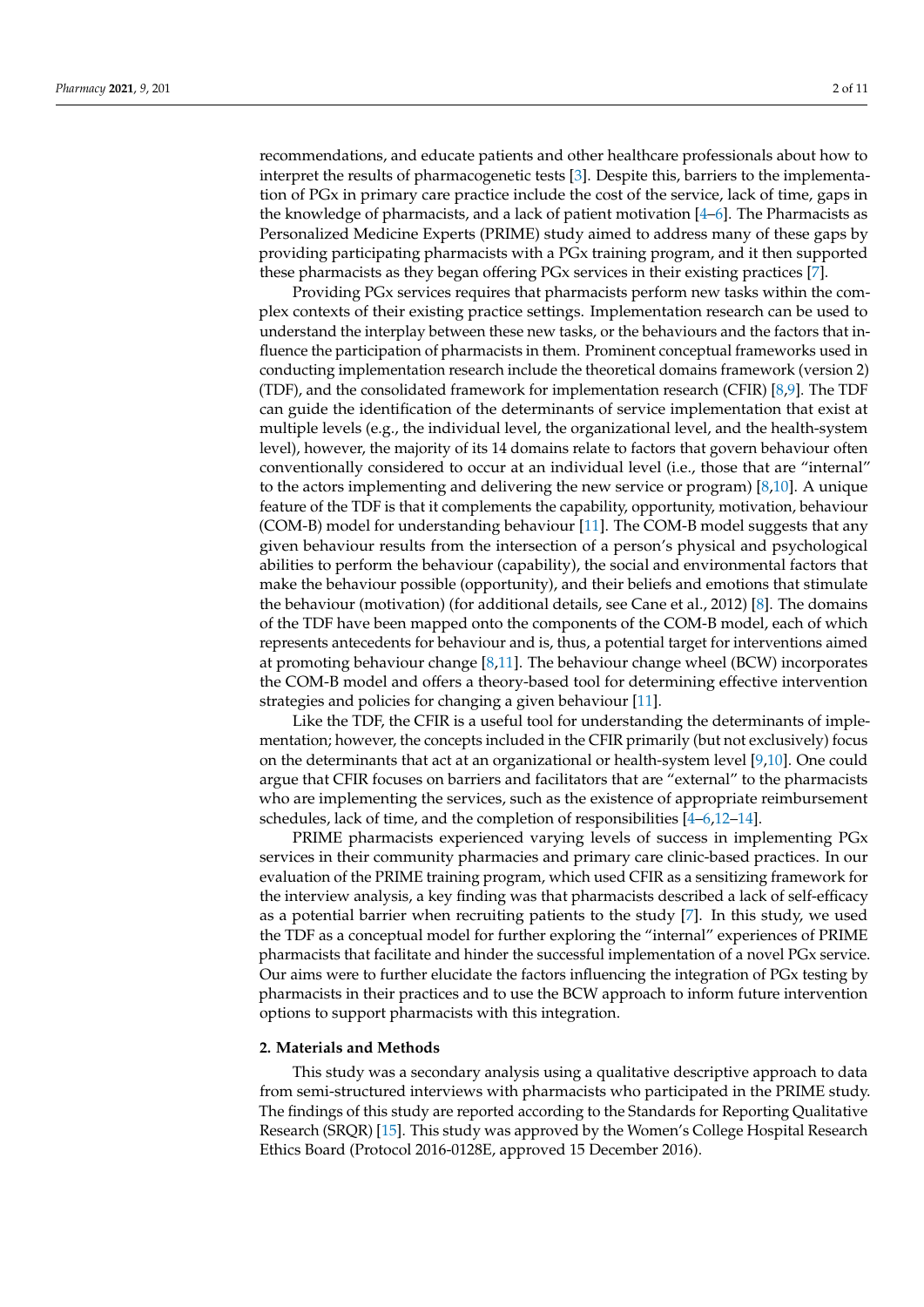recommendations, and educate patients and other healthcare professionals about how to interpret the results of pharmacogenetic tests [3]. Despite this, barriers to the implementation of PGx in primary care practice include the cost of the service, lack of time, gaps in the knowledge of pharmacists, and a lack of patient motivation [4–6]. The Pharmacists as Personalized Medicine Experts (PRIME) study aimed to address many of these gaps by providing participating pharmacists with a PGx training program, and it then supported these pharmacists as they began offering PGx services in their existing practices [7].

Providing PGx services requires that pharmacists perform new tasks within the complex contexts of their existing practice settings. Implementation research can be used to understand the interplay between these new tasks, or the behaviours and the factors that influence the participation of pharmacists in them. Prominent conceptual frameworks used in conducting implementation research include the theoretical domains framework (version 2) (TDF), and the consolidated framework for implementation research (CFIR) [8,9]. The TDF can guide the identification of the determinants of service implementation that exist at multiple levels (e.g., the individual level, the organizational level, and the health-system level), however, the majority of its 14 domains relate to factors that govern behaviour often conventionally considered to occur at an individual level (i.e., those that are "internal" to the actors implementing and delivering the new service or program) [8,10]. A unique feature of the TDF is that it complements the capability, opportunity, motivation, behaviour (COM-B) model for understanding behaviour [11]. The COM-B model suggests that any given behaviour results from the intersection of a person's physical and psychological abilities to perform the behaviour (capability), the social and environmental factors that make the behaviour possible (opportunity), and their beliefs and emotions that stimulate the behaviour (motivation) (for additional details, see Cane et al., 2012) [8]. The domains of the TDF have been mapped onto the components of the COM-B model, each of which represents antecedents for behaviour and is, thus, a potential target for interventions aimed at promoting behaviour change [8,11]. The behaviour change wheel (BCW) incorporates the COM-B model and offers a theory-based tool for determining effective intervention strategies and policies for changing a given behaviour [11].

Like the TDF, the CFIR is a useful tool for understanding the determinants of implementation; however, the concepts included in the CFIR primarily (but not exclusively) focus on the determinants that act at an organizational or health-system level [9,10]. One could argue that CFIR focuses on barriers and facilitators that are "external" to the pharmacists who are implementing the services, such as the existence of appropriate reimbursement schedules, lack of time, and the completion of responsibilities [4–6,12–14].

PRIME pharmacists experienced varying levels of success in implementing PGx services in their community pharmacies and primary care clinic-based practices. In our evaluation of the PRIME training program, which used CFIR as a sensitizing framework for the interview analysis, a key finding was that pharmacists described a lack of self-efficacy as a potential barrier when recruiting patients to the study [7]. In this study, we used the TDF as a conceptual model for further exploring the "internal" experiences of PRIME pharmacists that facilitate and hinder the successful implementation of a novel PGx service. Our aims were to further elucidate the factors influencing the integration of PGx testing by pharmacists in their practices and to use the BCW approach to inform future intervention options to support pharmacists with this integration.

## 2. Materials and Methods

This study was a secondary analysis using a qualitative descriptive approach to data from semi-structured interviews with pharmacists who participated in the PRIME study. The findings of this study are reported according to the Standards for Reporting Qualitative Research (SRQR) [15]. This study was approved by the Women's College Hospital Research Ethics Board (Protocol 2016-0128E, approved 15 December 2016).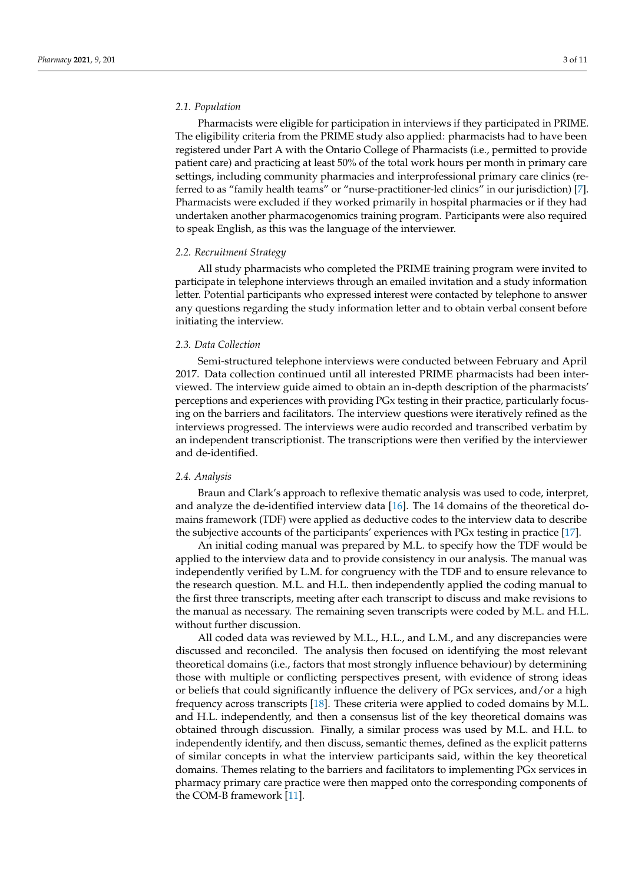### 2.1. Population

Pharmacists were eligible for participation in interviews if they participated in PRIME. The eligibility criteria from the PRIME study also applied: pharmacists had to have been registered under Part A with the Ontario College of Pharmacists (i.e., permitted to provide patient care) and practicing at least 50% of the total work hours per month in primary care settings, including community pharmacies and interprofessional primary care clinics (referred to as "family health teams" or "nurse-practitioner-led clinics" in our jurisdiction) [7]. Pharmacists were excluded if they worked primarily in hospital pharmacies or if they had undertaken another pharmacogenomics training program. Participants were also required to speak English, as this was the language of the interviewer.

### 2.2. Recruitment Strategy

All study pharmacists who completed the PRIME training program were invited to participate in telephone interviews through an emailed invitation and a study information letter. Potential participants who expressed interest were contacted by telephone to answer any questions regarding the study information letter and to obtain verbal consent before initiating the interview.

### 2.3. Data Collection

Semi-structured telephone interviews were conducted between February and April 2017. Data collection continued until all interested PRIME pharmacists had been interviewed. The interview guide aimed to obtain an in-depth description of the pharmacists' perceptions and experiences with providing PGx testing in their practice, particularly focusing on the barriers and facilitators. The interview questions were iteratively refined as the interviews progressed. The interviews were audio recorded and transcribed verbatim by an independent transcriptionist. The transcriptions were then verified by the interviewer and de-identified.

### 2.4. Analysis

Braun and Clark's approach to reflexive thematic analysis was used to code, interpret, and analyze the de-identified interview data [16]. The 14 domains of the theoretical domains framework (TDF) were applied as deductive codes to the interview data to describe the subjective accounts of the participants' experiences with PGx testing in practice [17].

An initial coding manual was prepared by M.L. to specify how the TDF would be applied to the interview data and to provide consistency in our analysis. The manual was independently verified by L.M. for congruency with the TDF and to ensure relevance to the research question. M.L. and H.L. then independently applied the coding manual to the first three transcripts, meeting after each transcript to discuss and make revisions to the manual as necessary. The remaining seven transcripts were coded by M.L. and H.L. without further discussion.

All coded data was reviewed by M.L., H.L., and L.M., and any discrepancies were discussed and reconciled. The analysis then focused on identifying the most relevant theoretical domains (i.e., factors that most strongly influence behaviour) by determining those with multiple or conflicting perspectives present, with evidence of strong ideas or beliefs that could significantly influence the delivery of PGx services, and/or a high frequency across transcripts [18]. These criteria were applied to coded domains by M.L. and H.L. independently, and then a consensus list of the key theoretical domains was obtained through discussion. Finally, a similar process was used by M.L. and H.L. to independently identify, and then discuss, semantic themes, defined as the explicit patterns of similar concepts in what the interview participants said, within the key theoretical domains. Themes relating to the barriers and facilitators to implementing PGx services in pharmacy primary care practice were then mapped onto the corresponding components of the COM-B framework [11].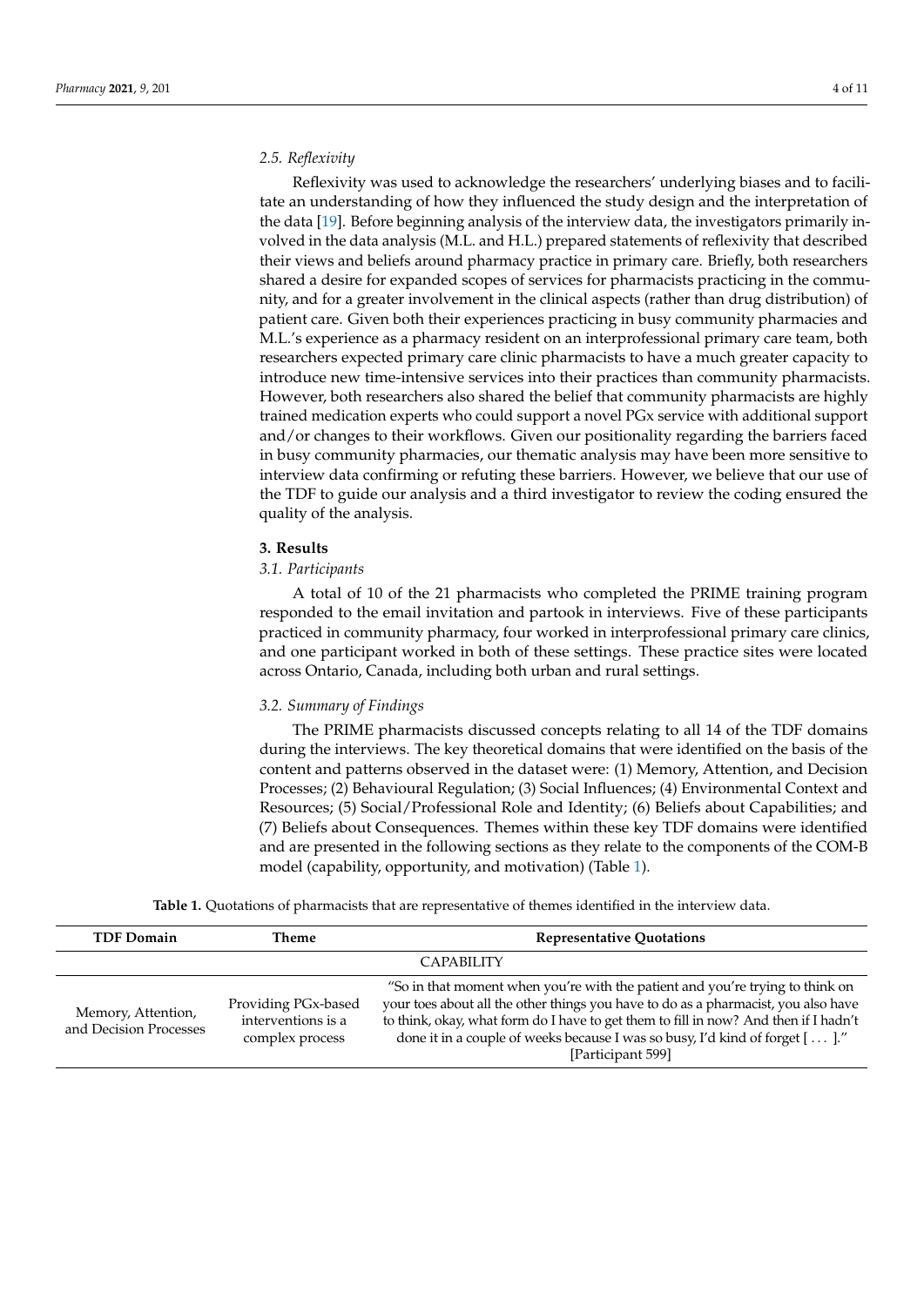### 2.5. Reflexivity

Reflexivity was used to acknowledge the researchers' underlying biases and to facilitate an understanding of how they influenced the study design and the interpretation of the data [19]. Before beginning analysis of the interview data, the investigators primarily involved in the data analysis (M.L. and H.L.) prepared statements of reflexivity that described their views and beliefs around pharmacy practice in primary care. Briefly, both researchers shared a desire for expanded scopes of services for pharmacists practicing in the community, and for a greater involvement in the clinical aspects (rather than drug distribution) of patient care. Given both their experiences practicing in busy community pharmacies and M.L.'s experience as a pharmacy resident on an interprofessional primary care team, both researchers expected primary care clinic pharmacists to have a much greater capacity to introduce new time-intensive services into their practices than community pharmacists. However, both researchers also shared the belief that community pharmacists are highly trained medication experts who could support a novel PGx service with additional support and/or changes to their workflows. Given our positionality regarding the barriers faced in busy community pharmacies, our thematic analysis may have been more sensitive to interview data confirming or refuting these barriers. However, we believe that our use of the TDF to guide our analysis and a third investigator to review the coding ensured the quality of the analysis.

## 3. Results

### 3.1. Participants

A total of 10 of the 21 pharmacists who completed the PRIME training program responded to the email invitation and partook in interviews. Five of these participants practiced in community pharmacy, four worked in interprofessional primary care clinics, and one participant worked in both of these settings. These practice sites were located across Ontario, Canada, including both urban and rural settings.

### 3.2. Summary of Findings

The PRIME pharmacists discussed concepts relating to all 14 of the TDF domains during the interviews. The key theoretical domains that were identified on the basis of the content and patterns observed in the dataset were: (1) Memory, Attention, and Decision Processes; (2) Behavioural Regulation; (3) Social Influences; (4) Environmental Context and Resources; (5) Social/Professional Role and Identity; (6) Beliefs about Capabilities; and (7) Beliefs about Consequences. Themes within these key TDF domains were identified and are presented in the following sections as they relate to the components of the COM-B model (capability, opportunity, and motivation) (Table 1).

**Table 1.** Quotations of pharmacists that are representative of themes identified in the interview data.

| TDF Domain | Theme | Representative Quotations |
|---|---|---|
| | CAPABILITY | |
| Memory, Attention, and Decision Processes | Providing PGx-based interventions is a complex process | "So in that moment when you're with the patient and you're trying to think on your toes about all the other things you have to do as a pharmacist, you also have to think, okay, what form do I have to get them to fill in now? And then if I hadn't done it in a couple of weeks because I was so busy, I'd kind of forget [ . . . ]." [Participant 599] |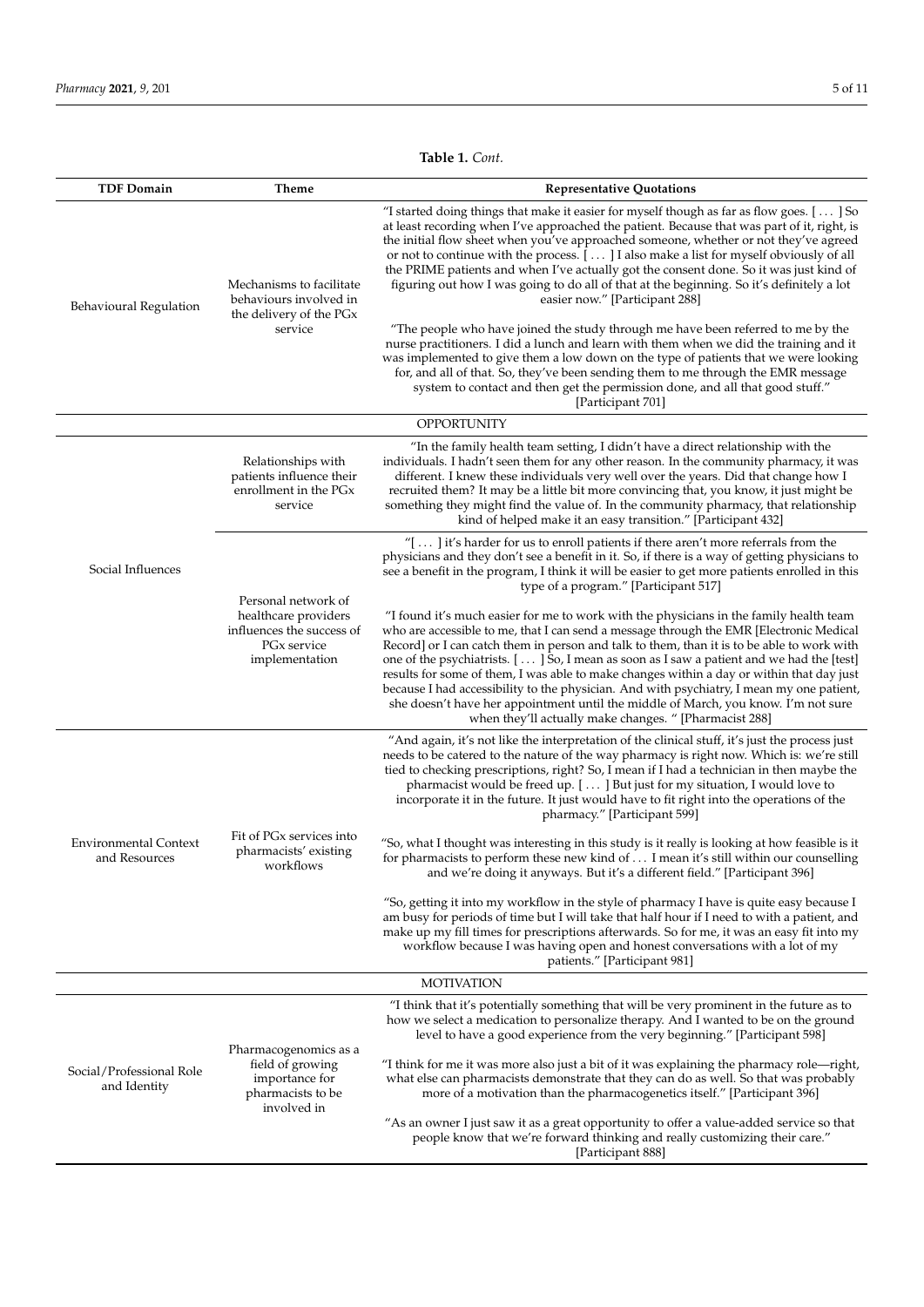**Table 1.** *Cont.*

| TDF Domain | Theme | Representative Quotations |
| --- | --- | --- |
| Behavioural Regulation | Mechanisms to facilitate behaviours involved in the delivery of the PGx service | "I started doing things that make it easier for myself though as far as flow goes. [ … ] So at least recording when I've approached the patient. Because that was part of it, right, is the initial flow sheet when you've approached someone, whether or not they've agreed or not to continue with the process. [ … ] I also make a list for myself obviously of all the PRIME patients and when I've actually got the consent done. So it was just kind of figuring out how I was going to do all of that at the beginning. So it's definitely a lot easier now." [Participant 288] "The people who have joined the study through me have been referred to me by the nurse practitioners. I did a lunch and learn with them when we did the training and it was implemented to give them a low down on the type of patients that we were looking for, and all of that. So, they've been sending them to me through the EMR message system to contact and then get the permission done, and all that good stuff." [Participant 701] |
| OPPORTUNITY | | |
| Social Influences | Relationships with patients influence their enrollment in the PGx service | "In the family health team setting, I didn't have a direct relationship with the individuals. I hadn't seen them for any other reason. In the community pharmacy, it was different. I knew these individuals very well over the years. Did that change how I recruited them? It may be a little bit more convincing that, you know, it just might be something they might find the value of. In the community pharmacy, that relationship kind of helped make it an easy transition." [Participant 432] |
| | Personal network of healthcare providers influences the success of PGx service implementation | "[ … ] it's harder for us to enroll patients if there aren't more referrals from the physicians and they don't see a benefit in it. So, if there is a way of getting physicians to see a benefit in the program, I think it will be easier to get more patients enrolled in this type of a program." [Participant 517] "I found it's much easier for me to work with the physicians in the family health team who are accessible to me, that I can send a message through the EMR [Electronic Medical Record] or I can catch them in person and talk to them, than it is to be able to work with one of the psychiatrists. [ … ] So, I mean as soon as I saw a patient and we had the [test] results for some of them, I was able to make changes within a day or within that day just because I had accessibility to the physician. And with psychiatry, I mean my one patient, she doesn't have her appointment until the middle of March, you know. I'm not sure when they'll actually make changes. " [Pharmacist 288] |
| Environmental Context and Resources | Fit of PGx services into pharmacists' existing workflows | "And again, it's not like the interpretation of the clinical stuff, it's just the process just needs to be catered to the nature of the way pharmacy is right now. Which is: we're still tied to checking prescriptions, right? So, I mean if I had a technician in then maybe the pharmacist would be freed up. [ … ] But just for my situation, I would love to incorporate it in the future. It just would have to fit right into the operations of the pharmacy." [Participant 599] "So, what I thought was interesting in this study is it really is looking at how feasible is it for pharmacists to perform these new kind of … I mean it's still within our counselling and we're doing it anyways. But it's a different field." [Participant 396] "So, getting it into my workflow in the style of pharmacy I have is quite easy because I am busy for periods of time but I will take that half hour if I need to with a patient, and make up my fill times for prescriptions afterwards. So for me, it was an easy fit into my workflow because I was having open and honest conversations with a lot of my patients." [Participant 981] |
| MOTIVATION | | |
| Social/Professional Role and Identity | Pharmacogenomics as a field of growing importance for pharmacists to be involved in | "I think that it's potentially something that will be very prominent in the future as to how we select a medication to personalize therapy. And I wanted to be on the ground level to have a good experience from the very beginning." [Participant 598] "I think for me it was more also just a bit of it was explaining the pharmacy role—right, what else can pharmacists demonstrate that they can do as well. So that was probably more of a motivation than the pharmacogenetics itself." [Participant 396] "As an owner I just saw it as a great opportunity to offer a value-added service so that people know that we're forward thinking and really customizing their care." [Participant 888] |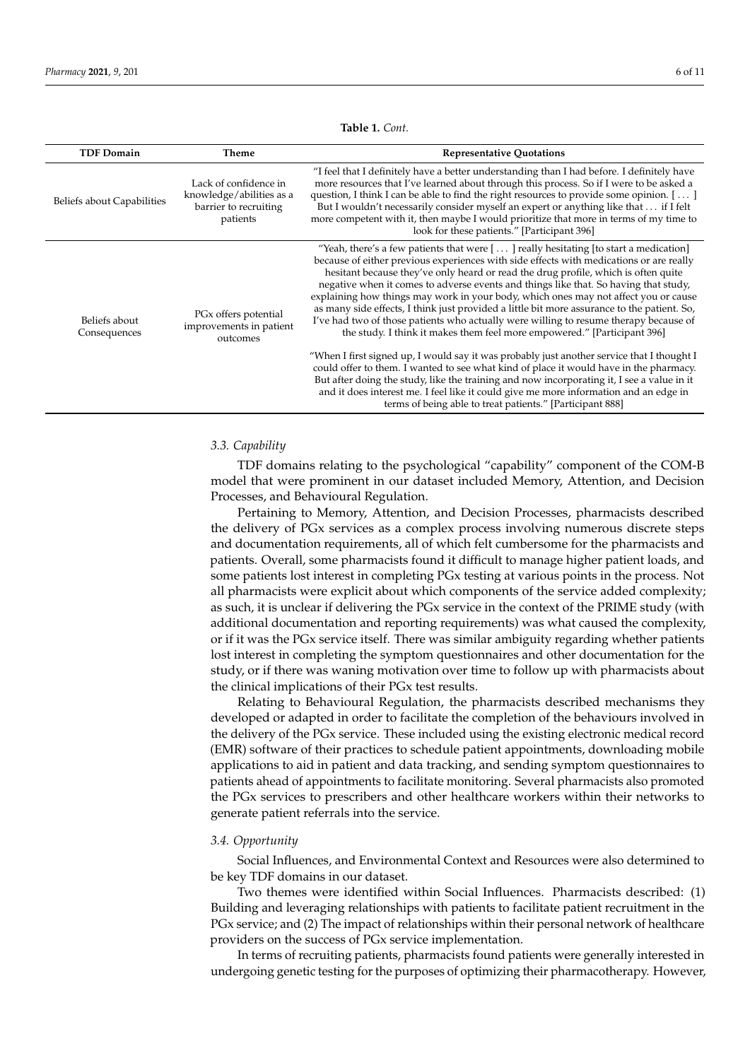**Table 1.** *Cont.*

| TDF Domain | Theme | Representative Quotations |
| --- | --- | --- |
| Beliefs about Capabilities | Lack of confidence in knowledge/abilities as a barrier to recruiting patients | "I feel that I definitely have a better understanding than I had before. I definitely have more resources that I've learned about through this process. So if I were to be asked a question, I think I can be able to find the right resources to provide some opinion. [ . . . ] But I wouldn't necessarily consider myself an expert or anything like that . . . if I felt more competent with it, then maybe I would prioritize that more in terms of my time to look for these patients." [Participant 396] |
| Beliefs about Consequences | PGx offers potential improvements in patient outcomes | "Yeah, there's a few patients that were [ . . . ] really hesitating [to start a medication] because of either previous experiences with side effects with medications or are really hesitant because they've only heard or read the drug profile, which is often quite negative when it comes to adverse events and things like that. So having that study, explaining how things may work in your body, which ones may not affect you or cause as many side effects, I think just provided a little bit more assurance to the patient. So, I've had two of those patients who actually were willing to resume therapy because of the study. I think it makes them feel more empowered." [Participant 396]<br><br>"When I first signed up, I would say it was probably just another service that I thought I could offer to them. I wanted to see what kind of place it would have in the pharmacy. But after doing the study, like the training and now incorporating it, I see a value in it and it does interest me. I feel like it could give me more information and an edge in terms of being able to treat patients." [Participant 888] |

### *3.3. Capability*

TDF domains relating to the psychological "capability" component of the COM-B model that were prominent in our dataset included Memory, Attention, and Decision Processes, and Behavioural Regulation.

Pertaining to Memory, Attention, and Decision Processes, pharmacists described the delivery of PGx services as a complex process involving numerous discrete steps and documentation requirements, all of which felt cumbersome for the pharmacists and patients. Overall, some pharmacists found it difficult to manage higher patient loads, and some patients lost interest in completing PGx testing at various points in the process. Not all pharmacists were explicit about which components of the service added complexity; as such, it is unclear if delivering the PGx service in the context of the PRIME study (with additional documentation and reporting requirements) was what caused the complexity, or if it was the PGx service itself. There was similar ambiguity regarding whether patients lost interest in completing the symptom questionnaires and other documentation for the study, or if there was waning motivation over time to follow up with pharmacists about the clinical implications of their PGx test results.

Relating to Behavioural Regulation, the pharmacists described mechanisms they developed or adapted in order to facilitate the completion of the behaviours involved in the delivery of the PGx service. These included using the existing electronic medical record (EMR) software of their practices to schedule patient appointments, downloading mobile applications to aid in patient and data tracking, and sending symptom questionnaires to patients ahead of appointments to facilitate monitoring. Several pharmacists also promoted the PGx services to prescribers and other healthcare workers within their networks to generate patient referrals into the service.

### *3.4. Opportunity*

Social Influences, and Environmental Context and Resources were also determined to be key TDF domains in our dataset.

Two themes were identified within Social Influences. Pharmacists described: (1) Building and leveraging relationships with patients to facilitate patient recruitment in the PGx service; and (2) The impact of relationships within their personal network of healthcare providers on the success of PGx service implementation.

In terms of recruiting patients, pharmacists found patients were generally interested in undergoing genetic testing for the purposes of optimizing their pharmacotherapy. However,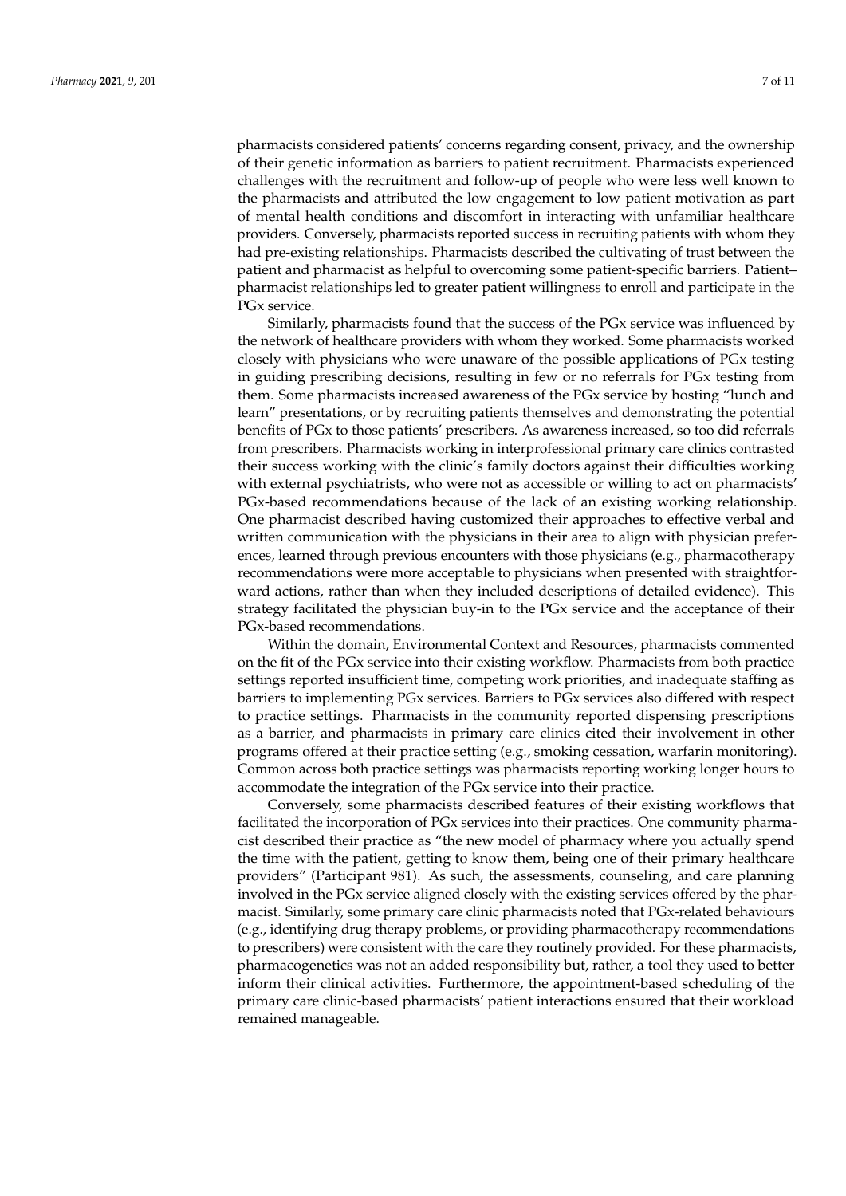pharmacists considered patients' concerns regarding consent, privacy, and the ownership of their genetic information as barriers to patient recruitment. Pharmacists experienced challenges with the recruitment and follow-up of people who were less well known to the pharmacists and attributed the low engagement to low patient motivation as part of mental health conditions and discomfort in interacting with unfamiliar healthcare providers. Conversely, pharmacists reported success in recruiting patients with whom they had pre-existing relationships. Pharmacists described the cultivating of trust between the patient and pharmacist as helpful to overcoming some patient-specific barriers. Patient–pharmacist relationships led to greater patient willingness to enroll and participate in the PGx service.

Similarly, pharmacists found that the success of the PGx service was influenced by the network of healthcare providers with whom they worked. Some pharmacists worked closely with physicians who were unaware of the possible applications of PGx testing in guiding prescribing decisions, resulting in few or no referrals for PGx testing from them. Some pharmacists increased awareness of the PGx service by hosting "lunch and learn" presentations, or by recruiting patients themselves and demonstrating the potential benefits of PGx to those patients' prescribers. As awareness increased, so too did referrals from prescribers. Pharmacists working in interprofessional primary care clinics contrasted their success working with the clinic's family doctors against their difficulties working with external psychiatrists, who were not as accessible or willing to act on pharmacists' PGx-based recommendations because of the lack of an existing working relationship. One pharmacist described having customized their approaches to effective verbal and written communication with the physicians in their area to align with physician preferences, learned through previous encounters with those physicians (e.g., pharmacotherapy recommendations were more acceptable to physicians when presented with straightforward actions, rather than when they included descriptions of detailed evidence). This strategy facilitated the physician buy-in to the PGx service and the acceptance of their PGx-based recommendations.

Within the domain, Environmental Context and Resources, pharmacists commented on the fit of the PGx service into their existing workflow. Pharmacists from both practice settings reported insufficient time, competing work priorities, and inadequate staffing as barriers to implementing PGx services. Barriers to PGx services also differed with respect to practice settings. Pharmacists in the community reported dispensing prescriptions as a barrier, and pharmacists in primary care clinics cited their involvement in other programs offered at their practice setting (e.g., smoking cessation, warfarin monitoring). Common across both practice settings was pharmacists reporting working longer hours to accommodate the integration of the PGx service into their practice.

Conversely, some pharmacists described features of their existing workflows that facilitated the incorporation of PGx services into their practices. One community pharmacist described their practice as "the new model of pharmacy where you actually spend the time with the patient, getting to know them, being one of their primary healthcare providers" (Participant 981). As such, the assessments, counseling, and care planning involved in the PGx service aligned closely with the existing services offered by the pharmacist. Similarly, some primary care clinic pharmacists noted that PGx-related behaviours (e.g., identifying drug therapy problems, or providing pharmacotherapy recommendations to prescribers) were consistent with the care they routinely provided. For these pharmacists, pharmacogenetics was not an added responsibility but, rather, a tool they used to better inform their clinical activities. Furthermore, the appointment-based scheduling of the primary care clinic-based pharmacists' patient interactions ensured that their workload remained manageable.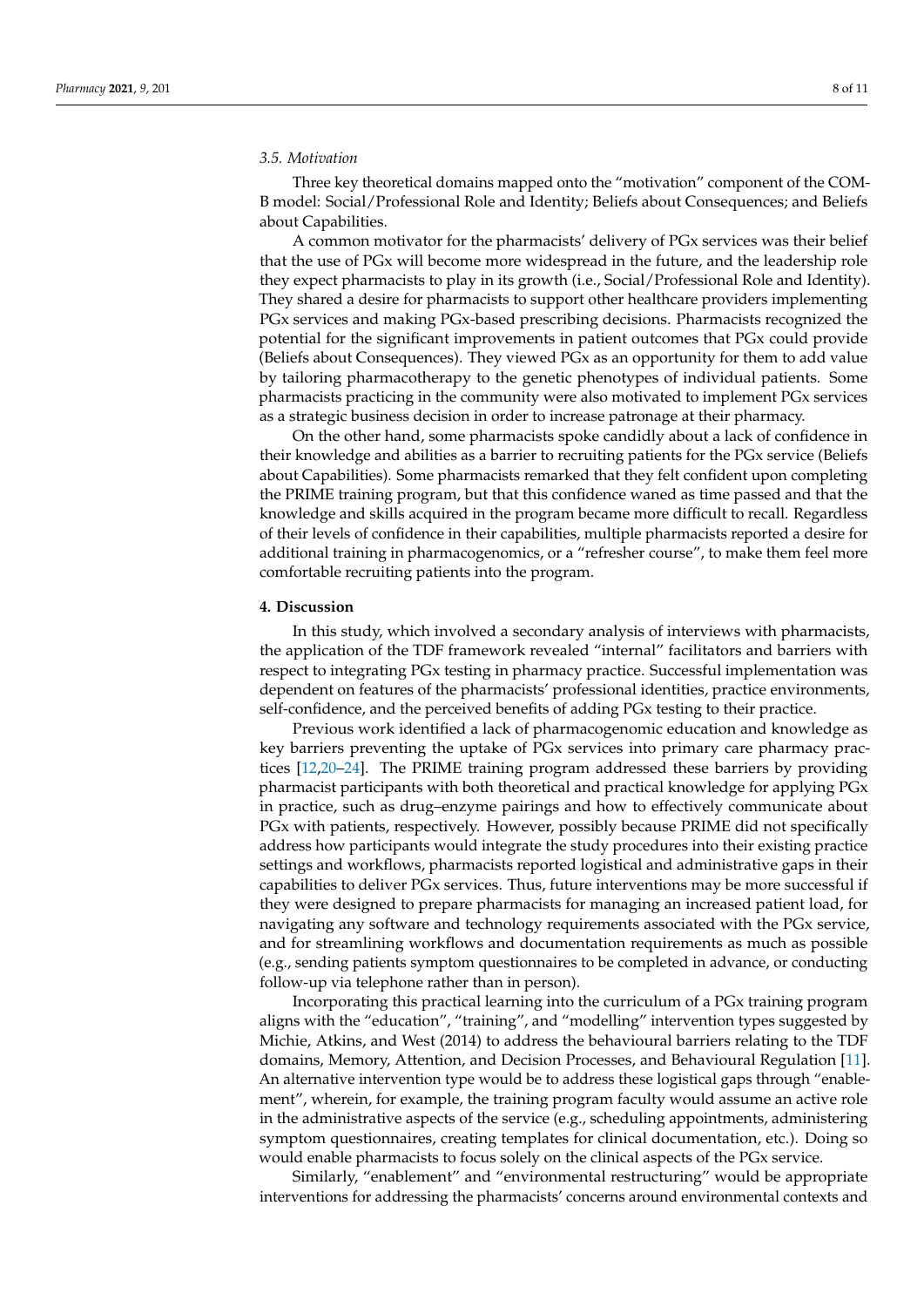### 3.5. Motivation

Three key theoretical domains mapped onto the "motivation" component of the COM-B model: Social/Professional Role and Identity; Beliefs about Consequences; and Beliefs about Capabilities.

A common motivator for the pharmacists' delivery of PGx services was their belief that the use of PGx will become more widespread in the future, and the leadership role they expect pharmacists to play in its growth (i.e., Social/Professional Role and Identity). They shared a desire for pharmacists to support other healthcare providers implementing PGx services and making PGx-based prescribing decisions. Pharmacists recognized the potential for the significant improvements in patient outcomes that PGx could provide (Beliefs about Consequences). They viewed PGx as an opportunity for them to add value by tailoring pharmacotherapy to the genetic phenotypes of individual patients. Some pharmacists practicing in the community were also motivated to implement PGx services as a strategic business decision in order to increase patronage at their pharmacy.

On the other hand, some pharmacists spoke candidly about a lack of confidence in their knowledge and abilities as a barrier to recruiting patients for the PGx service (Beliefs about Capabilities). Some pharmacists remarked that they felt confident upon completing the PRIME training program, but that this confidence waned as time passed and that the knowledge and skills acquired in the program became more difficult to recall. Regardless of their levels of confidence in their capabilities, multiple pharmacists reported a desire for additional training in pharmacogenomics, or a "refresher course", to make them feel more comfortable recruiting patients into the program.

## 4. Discussion

In this study, which involved a secondary analysis of interviews with pharmacists, the application of the TDF framework revealed "internal" facilitators and barriers with respect to integrating PGx testing in pharmacy practice. Successful implementation was dependent on features of the pharmacists' professional identities, practice environments, self-confidence, and the perceived benefits of adding PGx testing to their practice.

Previous work identified a lack of pharmacogenomic education and knowledge as key barriers preventing the uptake of PGx services into primary care pharmacy practices [12,20–24]. The PRIME training program addressed these barriers by providing pharmacist participants with both theoretical and practical knowledge for applying PGx in practice, such as drug–enzyme pairings and how to effectively communicate about PGx with patients, respectively. However, possibly because PRIME did not specifically address how participants would integrate the study procedures into their existing practice settings and workflows, pharmacists reported logistical and administrative gaps in their capabilities to deliver PGx services. Thus, future interventions may be more successful if they were designed to prepare pharmacists for managing an increased patient load, for navigating any software and technology requirements associated with the PGx service, and for streamlining workflows and documentation requirements as much as possible (e.g., sending patients symptom questionnaires to be completed in advance, or conducting follow-up via telephone rather than in person).

Incorporating this practical learning into the curriculum of a PGx training program aligns with the "education", "training", and "modelling" intervention types suggested by Michie, Atkins, and West (2014) to address the behavioural barriers relating to the TDF domains, Memory, Attention, and Decision Processes, and Behavioural Regulation [11]. An alternative intervention type would be to address these logistical gaps through "enablement", wherein, for example, the training program faculty would assume an active role in the administrative aspects of the service (e.g., scheduling appointments, administering symptom questionnaires, creating templates for clinical documentation, etc.). Doing so would enable pharmacists to focus solely on the clinical aspects of the PGx service.

Similarly, "enablement" and "environmental restructuring" would be appropriate interventions for addressing the pharmacists' concerns around environmental contexts and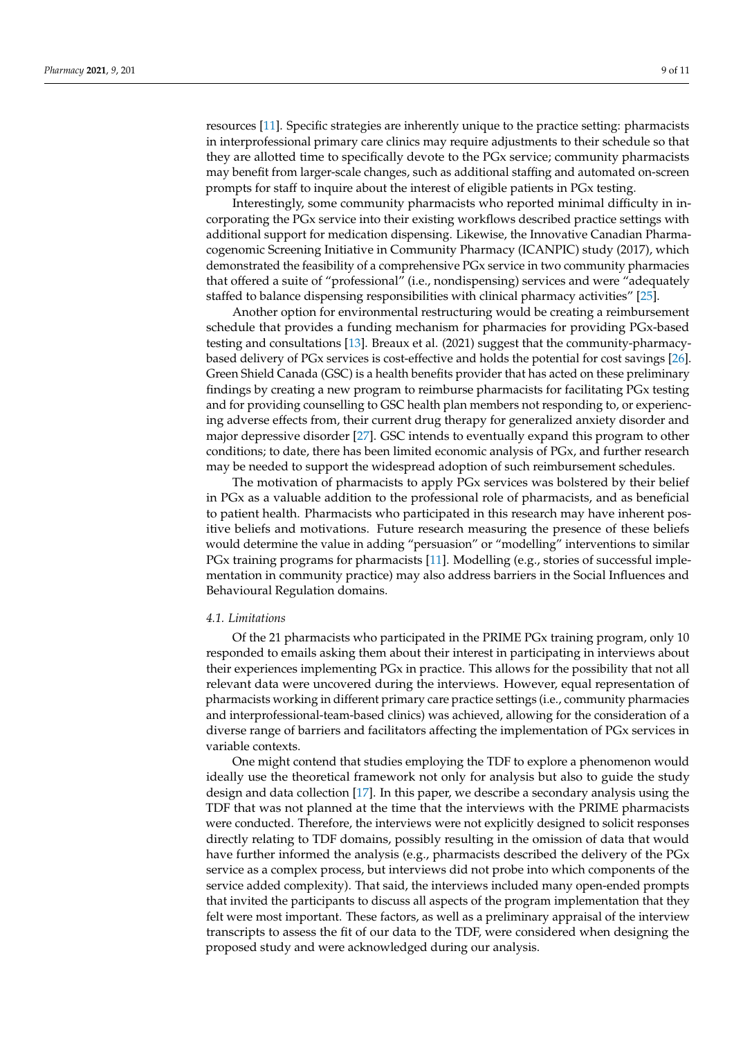resources [11]. Specific strategies are inherently unique to the practice setting: pharmacists in interprofessional primary care clinics may require adjustments to their schedule so that they are allotted time to specifically devote to the PGx service; community pharmacists may benefit from larger-scale changes, such as additional staffing and automated on-screen prompts for staff to inquire about the interest of eligible patients in PGx testing.

Interestingly, some community pharmacists who reported minimal difficulty in incorporating the PGx service into their existing workflows described practice settings with additional support for medication dispensing. Likewise, the Innovative Canadian Pharmacogenomic Screening Initiative in Community Pharmacy (ICANPIC) study (2017), which demonstrated the feasibility of a comprehensive PGx service in two community pharmacies that offered a suite of "professional" (i.e., nondispensing) services and were "adequately staffed to balance dispensing responsibilities with clinical pharmacy activities" [25].

Another option for environmental restructuring would be creating a reimbursement schedule that provides a funding mechanism for pharmacies for providing PGx-based testing and consultations [13]. Breaux et al. (2021) suggest that the community-pharmacy-based delivery of PGx services is cost-effective and holds the potential for cost savings [26]. Green Shield Canada (GSC) is a health benefits provider that has acted on these preliminary findings by creating a new program to reimburse pharmacists for facilitating PGx testing and for providing counselling to GSC health plan members not responding to, or experiencing adverse effects from, their current drug therapy for generalized anxiety disorder and major depressive disorder [27]. GSC intends to eventually expand this program to other conditions; to date, there has been limited economic analysis of PGx, and further research may be needed to support the widespread adoption of such reimbursement schedules.

The motivation of pharmacists to apply PGx services was bolstered by their belief in PGx as a valuable addition to the professional role of pharmacists, and as beneficial to patient health. Pharmacists who participated in this research may have inherent positive beliefs and motivations. Future research measuring the presence of these beliefs would determine the value in adding "persuasion" or "modelling" interventions to similar PGx training programs for pharmacists [11]. Modelling (e.g., stories of successful implementation in community practice) may also address barriers in the Social Influences and Behavioural Regulation domains.

### *4.1. Limitations*

Of the 21 pharmacists who participated in the PRIME PGx training program, only 10 responded to emails asking them about their interest in participating in interviews about their experiences implementing PGx in practice. This allows for the possibility that not all relevant data were uncovered during the interviews. However, equal representation of pharmacists working in different primary care practice settings (i.e., community pharmacies and interprofessional-team-based clinics) was achieved, allowing for the consideration of a diverse range of barriers and facilitators affecting the implementation of PGx services in variable contexts.

One might contend that studies employing the TDF to explore a phenomenon would ideally use the theoretical framework not only for analysis but also to guide the study design and data collection [17]. In this paper, we describe a secondary analysis using the TDF that was not planned at the time that the interviews with the PRIME pharmacists were conducted. Therefore, the interviews were not explicitly designed to solicit responses directly relating to TDF domains, possibly resulting in the omission of data that would have further informed the analysis (e.g., pharmacists described the delivery of the PGx service as a complex process, but interviews did not probe into which components of the service added complexity). That said, the interviews included many open-ended prompts that invited the participants to discuss all aspects of the program implementation that they felt were most important. These factors, as well as a preliminary appraisal of the interview transcripts to assess the fit of our data to the TDF, were considered when designing the proposed study and were acknowledged during our analysis.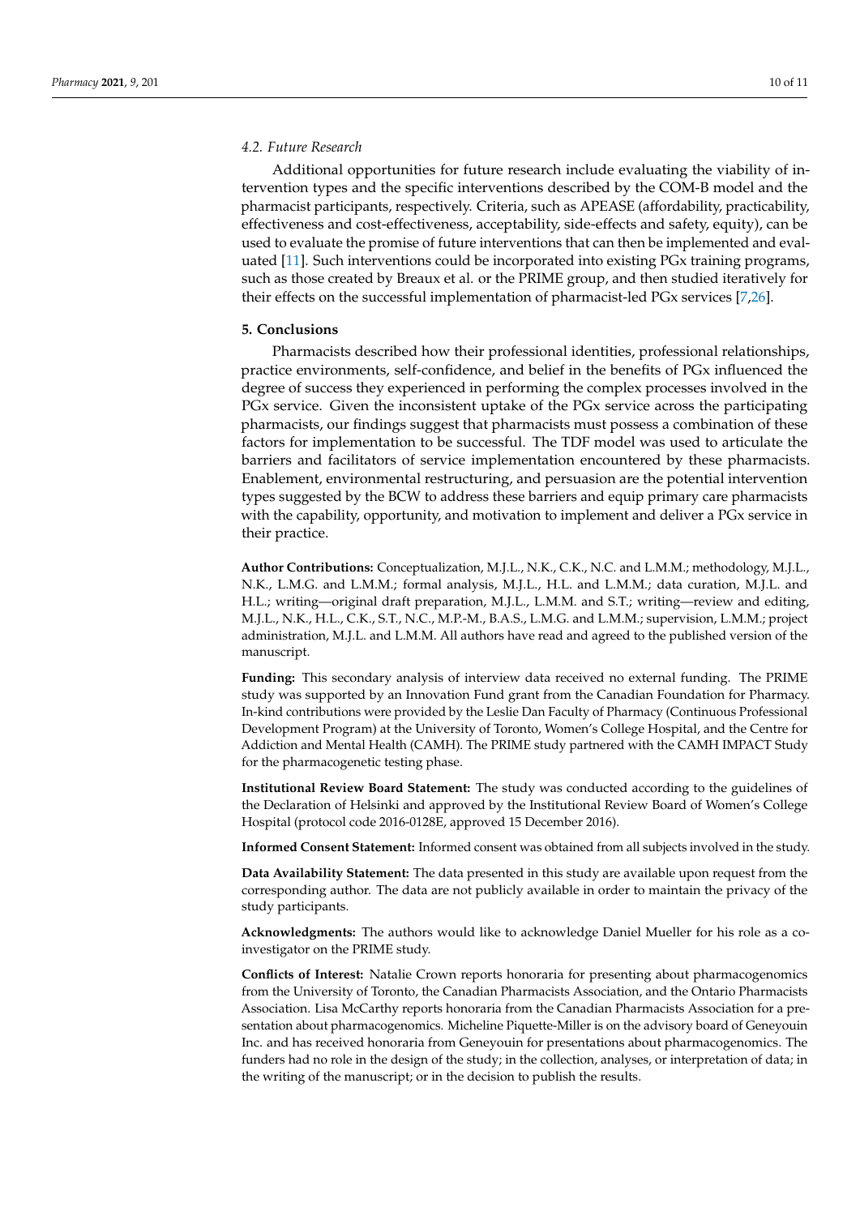### 4.2. Future Research

Additional opportunities for future research include evaluating the viability of intervention types and the specific interventions described by the COM-B model and the pharmacist participants, respectively. Criteria, such as APEASE (affordability, practicability, effectiveness and cost-effectiveness, acceptability, side-effects and safety, equity), can be used to evaluate the promise of future interventions that can then be implemented and evaluated [11]. Such interventions could be incorporated into existing PGx training programs, such as those created by Breaux et al. or the PRIME group, and then studied iteratively for their effects on the successful implementation of pharmacist-led PGx services [7,26].

## 5. Conclusions

Pharmacists described how their professional identities, professional relationships, practice environments, self-confidence, and belief in the benefits of PGx influenced the degree of success they experienced in performing the complex processes involved in the PGx service. Given the inconsistent uptake of the PGx service across the participating pharmacists, our findings suggest that pharmacists must possess a combination of these factors for implementation to be successful. The TDF model was used to articulate the barriers and facilitators of service implementation encountered by these pharmacists. Enablement, environmental restructuring, and persuasion are the potential intervention types suggested by the BCW to address these barriers and equip primary care pharmacists with the capability, opportunity, and motivation to implement and deliver a PGx service in their practice.

**Author Contributions:** Conceptualization, M.J.L., N.K., C.K., N.C. and L.M.M.; methodology, M.J.L., N.K., L.M.G. and L.M.M.; formal analysis, M.J.L., H.L. and L.M.M.; data curation, M.J.L. and H.L.; writing—original draft preparation, M.J.L., L.M.M. and S.T.; writing—review and editing, M.J.L., N.K., H.L., C.K., S.T., N.C., M.P.-M., B.A.S., L.M.G. and L.M.M.; supervision, L.M.M.; project administration, M.J.L. and L.M.M. All authors have read and agreed to the published version of the manuscript.

**Funding:** This secondary analysis of interview data received no external funding. The PRIME study was supported by an Innovation Fund grant from the Canadian Foundation for Pharmacy. In-kind contributions were provided by the Leslie Dan Faculty of Pharmacy (Continuous Professional Development Program) at the University of Toronto, Women's College Hospital, and the Centre for Addiction and Mental Health (CAMH). The PRIME study partnered with the CAMH IMPACT Study for the pharmacogenetic testing phase.

**Institutional Review Board Statement:** The study was conducted according to the guidelines of the Declaration of Helsinki and approved by the Institutional Review Board of Women's College Hospital (protocol code 2016-0128E, approved 15 December 2016).

**Informed Consent Statement:** Informed consent was obtained from all subjects involved in the study.

**Data Availability Statement:** The data presented in this study are available upon request from the corresponding author. The data are not publicly available in order to maintain the privacy of the study participants.

**Acknowledgments:** The authors would like to acknowledge Daniel Mueller for his role as a co-investigator on the PRIME study.

**Conflicts of Interest:** Natalie Crown reports honoraria for presenting about pharmacogenomics from the University of Toronto, the Canadian Pharmacists Association, and the Ontario Pharmacists Association. Lisa McCarthy reports honoraria from the Canadian Pharmacists Association for a presentation about pharmacogenomics. Micheline Piquette-Miller is on the advisory board of Geneyouin Inc. and has received honoraria from Geneyouin for presentations about pharmacogenomics. The funders had no role in the design of the study; in the collection, analyses, or interpretation of data; in the writing of the manuscript; or in the decision to publish the results.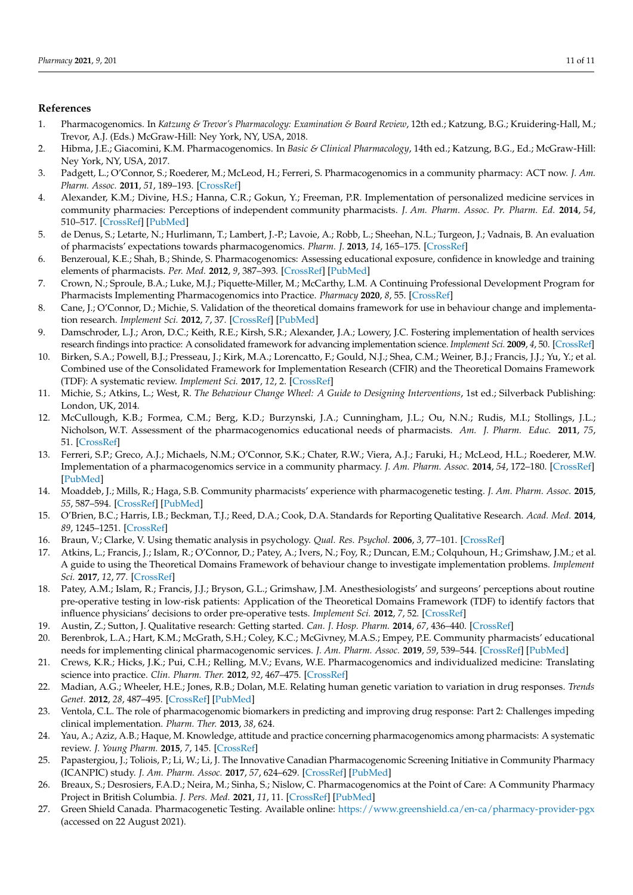## References

1. Pharmacogenomics. In *Katzung & Trevor's Pharmacology: Examination & Board Review*, 12th ed.; Katzung, B.G.; Kruidering-Hall, M.; Trevor, A.J. (Eds.) McGraw-Hill: Ney York, NY, USA, 2018.
2. Hibma, J.E.; Giacomini, K.M. Pharmacogenomics. In *Basic & Clinical Pharmacology*, 14th ed.; Katzung, B.G., Ed.; McGraw-Hill: Ney York, NY, USA, 2017.
3. Padgett, L.; O'Connor, S.; Roederer, M.; McLeod, H.; Ferreri, S. Pharmacogenomics in a community pharmacy: ACT now. *J. Am. Pharm. Assoc.* **2011**, *51*, 189–193. [CrossRef]
4. Alexander, K.M.; Divine, H.S.; Hanna, C.R.; Gokun, Y.; Freeman, P.R. Implementation of personalized medicine services in community pharmacies: Perceptions of independent community pharmacists. *J. Am. Pharm. Assoc. Pr. Pharm. Ed.* **2014**, *54*, 510–517. [CrossRef] [PubMed]
5. de Denus, S.; Letarte, N.; Hurlimann, T.; Lambert, J.-P.; Lavoie, A.; Robb, L.; Sheehan, N.L.; Turgeon, J.; Vadnais, B. An evaluation of pharmacists' expectations towards pharmacogenomics. *Pharm. J.* **2013**, *14*, 165–175. [CrossRef]
6. Benzeroual, K.E.; Shah, B.; Shinde, S. Pharmacogenomics: Assessing educational exposure, confidence in knowledge and training elements of pharmacists. *Per. Med.* **2012**, *9*, 387–393. [CrossRef] [PubMed]
7. Crown, N.; Sproule, B.A.; Luke, M.J.; Piquette-Miller, M.; McCarthy, L.M. A Continuing Professional Development Program for Pharmacists Implementing Pharmacogenomics into Practice. *Pharmacy* **2020**, *8*, 55. [CrossRef]
8. Cane, J.; O'Connor, D.; Michie, S. Validation of the theoretical domains framework for use in behaviour change and implementation research. *Implement Sci.* **2012**, *7*, 37. [CrossRef] [PubMed]
9. Damschroder, L.J.; Aron, D.C.; Keith, R.E.; Kirsh, S.R.; Alexander, J.A.; Lowery, J.C. Fostering implementation of health services research findings into practice: A consolidated framework for advancing implementation science. *Implement Sci.* **2009**, *4*, 50. [CrossRef]
10. Birken, S.A.; Powell, B.J.; Presseau, J.; Kirk, M.A.; Lorencatto, F.; Gould, N.J.; Shea, C.M.; Weiner, B.J.; Francis, J.J.; Yu, Y.; et al. Combined use of the Consolidated Framework for Implementation Research (CFIR) and the Theoretical Domains Framework (TDF): A systematic review. *Implement Sci.* **2017**, *12*, 2. [CrossRef]
11. Michie, S.; Atkins, L.; West, R. *The Behaviour Change Wheel: A Guide to Designing Interventions*, 1st ed.; Silverback Publishing: London, UK, 2014.
12. McCullough, K.B.; Formea, C.M.; Berg, K.D.; Burzynski, J.A.; Cunningham, J.L.; Ou, N.N.; Rudis, M.I.; Stollings, J.L.; Nicholson, W.T. Assessment of the pharmacogenomics educational needs of pharmacists. *Am. J. Pharm. Educ.* **2011**, *75*, 51. [CrossRef]
13. Ferreri, S.P.; Greco, A.J.; Michaels, N.M.; O'Connor, S.K.; Chater, R.W.; Viera, A.J.; Faruki, H.; McLeod, H.L.; Roederer, M.W. Implementation of a pharmacogenomics service in a community pharmacy. *J. Am. Pharm. Assoc.* **2014**, *54*, 172–180. [CrossRef] [PubMed]
14. Moaddeb, J.; Mills, R.; Haga, S.B. Community pharmacists' experience with pharmacogenetic testing. *J. Am. Pharm. Assoc.* **2015**, *55*, 587–594. [CrossRef] [PubMed]
15. O'Brien, B.C.; Harris, I.B.; Beckman, T.J.; Reed, D.A.; Cook, D.A. Standards for Reporting Qualitative Research. *Acad. Med.* **2014**, *89*, 1245–1251. [CrossRef]
16. Braun, V.; Clarke, V. Using thematic analysis in psychology. *Qual. Res. Psychol.* **2006**, *3*, 77–101. [CrossRef]
17. Atkins, L.; Francis, J.; Islam, R.; O'Connor, D.; Patey, A.; Ivers, N.; Foy, R.; Duncan, E.M.; Colquhoun, H.; Grimshaw, J.M.; et al. A guide to using the Theoretical Domains Framework of behaviour change to investigate implementation problems. *Implement Sci.* **2017**, *12*, 77. [CrossRef]
18. Patey, A.M.; Islam, R.; Francis, J.J.; Bryson, G.L.; Grimshaw, J.M. Anesthesiologists' and surgeons' perceptions about routine pre-operative testing in low-risk patients: Application of the Theoretical Domains Framework (TDF) to identify factors that influence physicians' decisions to order pre-operative tests. *Implement Sci.* **2012**, *7*, 52. [CrossRef]
19. Austin, Z.; Sutton, J. Qualitative research: Getting started. *Can. J. Hosp. Pharm.* **2014**, *67*, 436–440. [CrossRef]
20. Berenbrok, L.A.; Hart, K.M.; McGrath, S.H.; Coley, K.C.; McGivney, M.A.S.; Empey, P.E. Community pharmacists' educational needs for implementing clinical pharmacogenomic services. *J. Am. Pharm. Assoc.* **2019**, *59*, 539–544. [CrossRef] [PubMed]
21. Crews, K.R.; Hicks, J.K.; Pui, C.H.; Relling, M.V.; Evans, W.E. Pharmacogenomics and individualized medicine: Translating science into practice. *Clin. Pharm. Ther.* **2012**, *92*, 467–475. [CrossRef]
22. Madian, A.G.; Wheeler, H.E.; Jones, R.B.; Dolan, M.E. Relating human genetic variation to variation in drug responses. *Trends Genet.* **2012**, *28*, 487–495. [CrossRef] [PubMed]
23. Ventola, C.L. The role of pharmacogenomic biomarkers in predicting and improving drug response: Part 2: Challenges impeding clinical implementation. *Pharm. Ther.* **2013**, *38*, 624.
24. Yau, A.; Aziz, A.B.; Haque, M. Knowledge, attitude and practice concerning pharmacogenomics among pharmacists: A systematic review. *J. Young Pharm.* **2015**, *7*, 145. [CrossRef]
25. Papastergiou, J.; Tolios, P.; Li, W.; Li, J. The Innovative Canadian Pharmacogenomic Screening Initiative in Community Pharmacy (ICANPIC) study. *J. Am. Pharm. Assoc.* **2017**, *57*, 624–629. [CrossRef] [PubMed]
26. Breaux, S.; Desrosiers, F.A.D.; Neira, M.; Sinha, S.; Nislow, C. Pharmacogenomics at the Point of Care: A Community Pharmacy Project in British Columbia. *J. Pers. Med.* **2021**, *11*, 11. [CrossRef] [PubMed]
27. Green Shield Canada. Pharmacogenetic Testing. Available online: https://www.greenshield.ca/en-ca/pharmacy-provider-pgx (accessed on 22 August 2021).